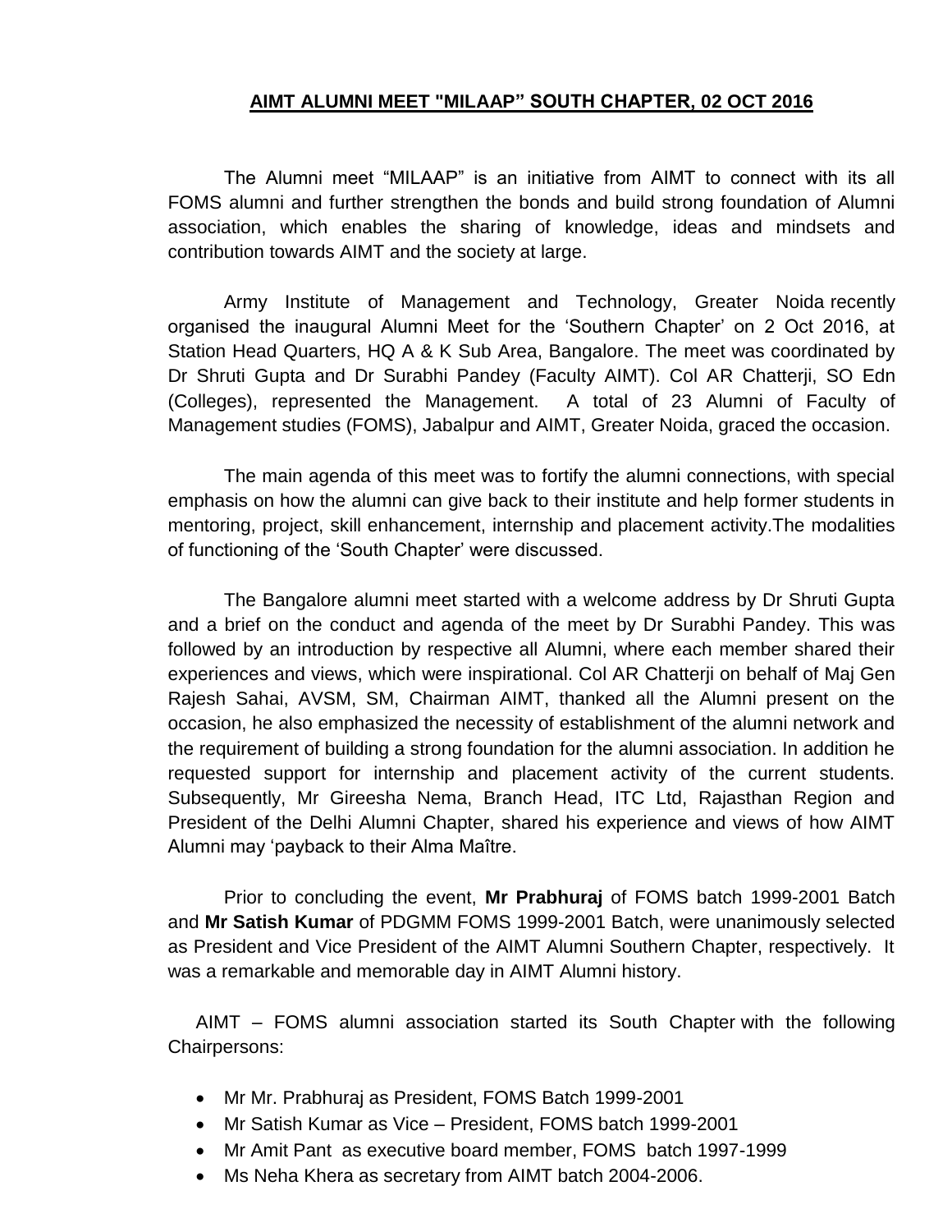## AIMT ALUMNI MEET "MILAAP" SOUTH CHAPTER, 02 OCT 2016

The Alumni meet "MILAAP" is an initiative from AIMT to connect with its all FOMS alumni and further strengthen the bonds and build strong foundation of Alumni association, which enables the sharing of knowledge, ideas and mindsets and contribution towards AIMT and the society at large.

Army Institute of Management and Technology, Greater Noida recently organised the inaugural Alumni Meet for the 'Southern Chapter' on 2 Oct 2016, at Station Head Quarters, HQ A & K Sub Area, Bangalore. The meet was coordinated by Dr Shruti Gupta and Dr Surabhi Pandey (Faculty AIMT). Col AR Chatterji, SO Edn (Colleges), represented the Management. A total of 23 Alumni of Faculty of Management studies (FOMS), Jabalpur and AIMT, Greater Noida, graced the occasion.

The main agenda of this meet was to fortify the alumni connections, with special emphasis on how the alumni can give back to their institute and help former students in mentoring, project, skill enhancement, internship and placement activity.The modalities of functioning of the 'South Chapter' were discussed.

The Bangalore alumni meet started with a welcome address by Dr Shruti Gupta and a brief on the conduct and agenda of the meet by Dr Surabhi Pandey. This was followed by an introduction by respective all Alumni, where each member shared their experiences and views, which were inspirational. Col AR Chatterji on behalf of Maj Gen Rajesh Sahai, AVSM, SM, Chairman AIMT, thanked all the Alumni present on the occasion, he also emphasized the necessity of establishment of the alumni network and the requirement of building a strong foundation for the alumni association. In addition he requested support for internship and placement activity of the current students. Subsequently, Mr Gireesha Nema, Branch Head, ITC Ltd, Rajasthan Region and President of the Delhi Alumni Chapter, shared his experience and views of how AIMT Alumni may 'payback to their Alma Maître.

Prior to concluding the event, **Mr Prabhuraj** of FOMS batch 1999-2001 Batch and **Mr Satish Kumar** of PDGMM FOMS 1999-2001 Batch, were unanimously selected as President and Vice President of the AIMT Alumni Southern Chapter, respectively. It was a remarkable and memorable day in AIMT Alumni history.

AIMT – FOMS alumni association started its South Chapter with the following Chairpersons:

- Mr Mr. Prabhuraj as President, FOMS Batch 1999-2001
- Mr Satish Kumar as Vice – President, FOMS batch 1999-2001
- Mr Amit Pant as executive board member, FOMS batch 1997-1999
- Ms Neha Khera as secretary from AIMT batch 2004-2006.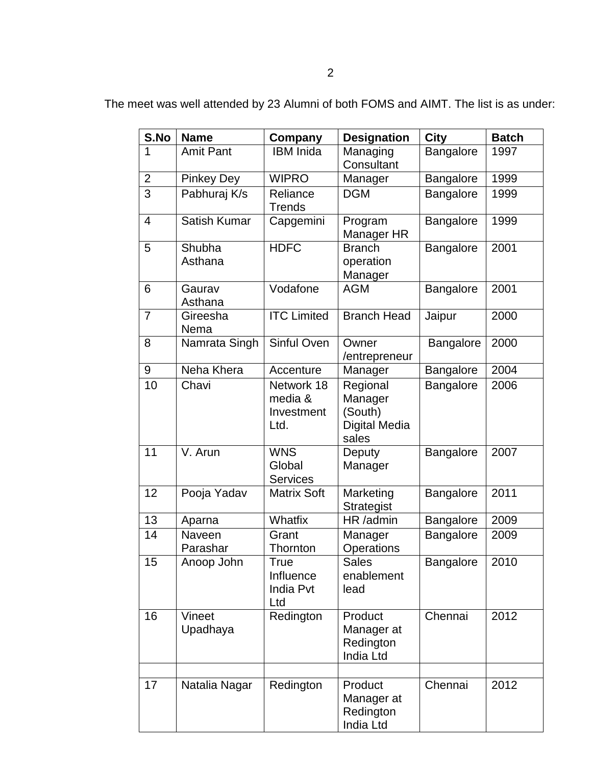The meet was well attended by 23 Alumni of both FOMS and AIMT. The list is as under:

| S.No | Name | Company | Designation | City | Batch |
|---|---|---|---|---|---|
| 1 | Amit Pant | IBM Inida | Managing Consultant | Bangalore | 1997 |
| 2 | Pinkey Dey | WIPRO | Manager | Bangalore | 1999 |
| 3 | Pabhuraj K/s | Reliance Trends | DGM | Bangalore | 1999 |
| 4 | Satish Kumar | Capgemini | Program Manager HR | Bangalore | 1999 |
| 5 | Shubha Asthana | HDFC | Branch operation Manager | Bangalore | 2001 |
| 6 | Gaurav Asthana | Vodafone | AGM | Bangalore | 2001 |
| 7 | Gireesha Nema | ITC Limited | Branch Head | Jaipur | 2000 |
| 8 | Namrata Singh | Sinful Oven | Owner /entrepreneur | Bangalore | 2000 |
| 9 | Neha Khera | Accenture | Manager | Bangalore | 2004 |
| 10 | Chavi | Network 18 media & Investment Ltd. | Regional Manager (South) Digital Media sales | Bangalore | 2006 |
| 11 | V. Arun | WNS Global Services | Deputy Manager | Bangalore | 2007 |
| 12 | Pooja Yadav | Matrix Soft | Marketing Strategist | Bangalore | 2011 |
| 13 | Aparna | Whatfix | HR /admin | Bangalore | 2009 |
| 14 | Naveen Parashar | Grant Thornton | Manager Operations | Bangalore | 2009 |
| 15 | Anoop John | True Influence India Pvt Ltd | Sales enablement lead | Bangalore | 2010 |
| 16 | Vineet Upadhaya | Redington | Product Manager at Redington India Ltd | Chennai | 2012 |
| | | | | | |
| 17 | Natalia Nagar | Redington | Product Manager at Redington India Ltd | Chennai | 2012 |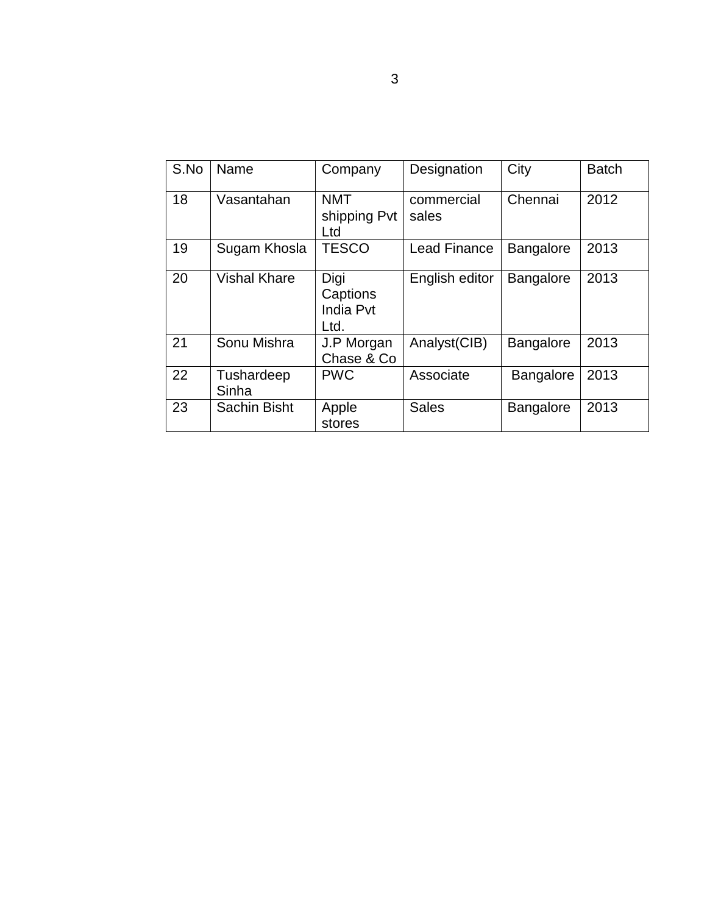| S.No | Name | Company | Designation | City | Batch |
|---|---|---|---|---|---|
| 18 | Vasantahan | NMT shipping Pvt Ltd | commercial sales | Chennai | 2012 |
| 19 | Sugam Khosla | TESCO | Lead Finance | Bangalore | 2013 |
| 20 | Vishal Khare | Digi Captions India Pvt Ltd. | English editor | Bangalore | 2013 |
| 21 | Sonu Mishra | J.P Morgan Chase & Co | Analyst(CIB) | Bangalore | 2013 |
| 22 | Tushardeep Sinha | PWC | Associate | Bangalore | 2013 |
| 23 | Sachin Bisht | Apple stores | Sales | Bangalore | 2013 |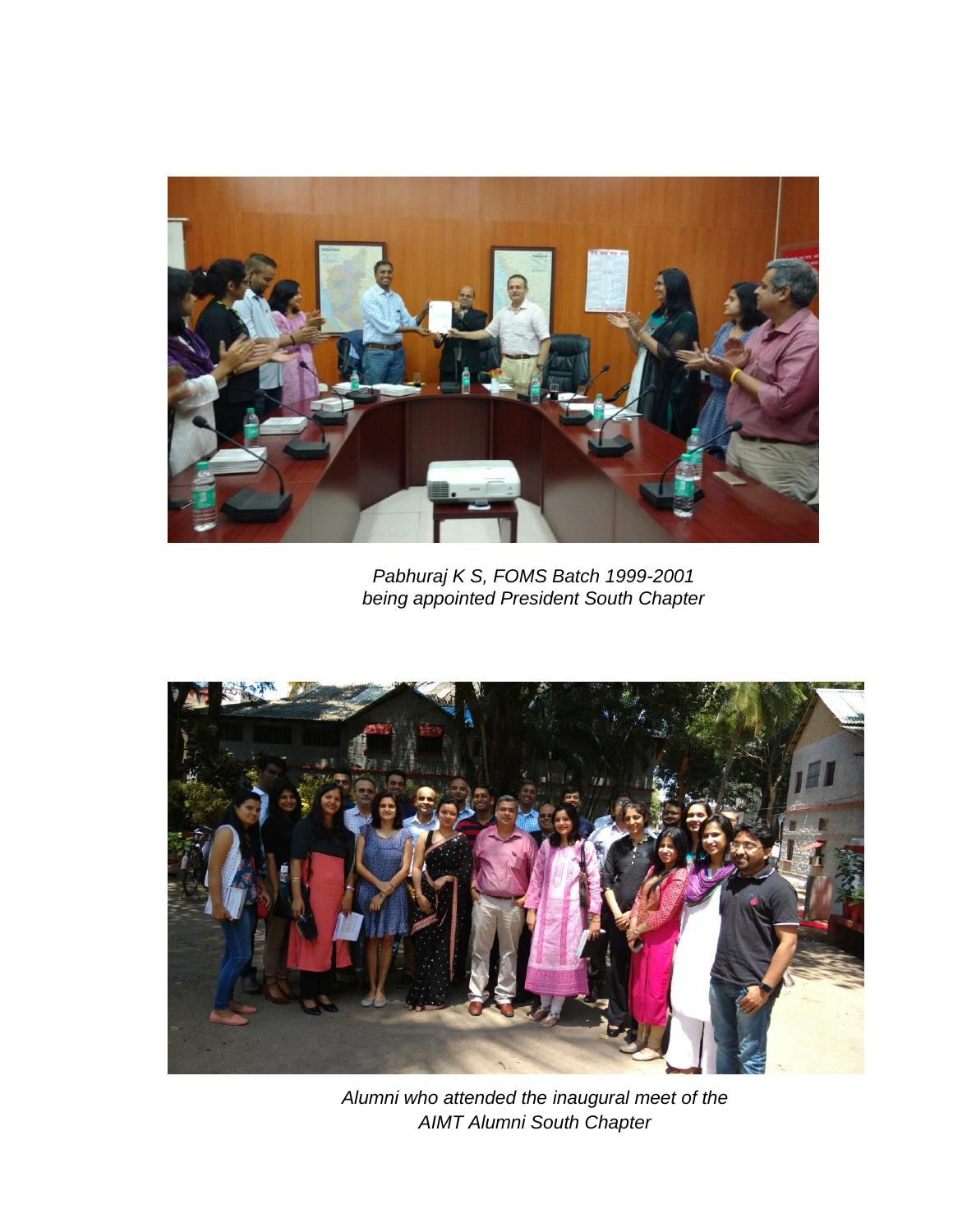*Pabhuraj K S, FOMS Batch 1999-2001*
*being appointed President South Chapter*

*Alumni who attended the inaugural meet of the*
*AIMT Alumni South Chapter*